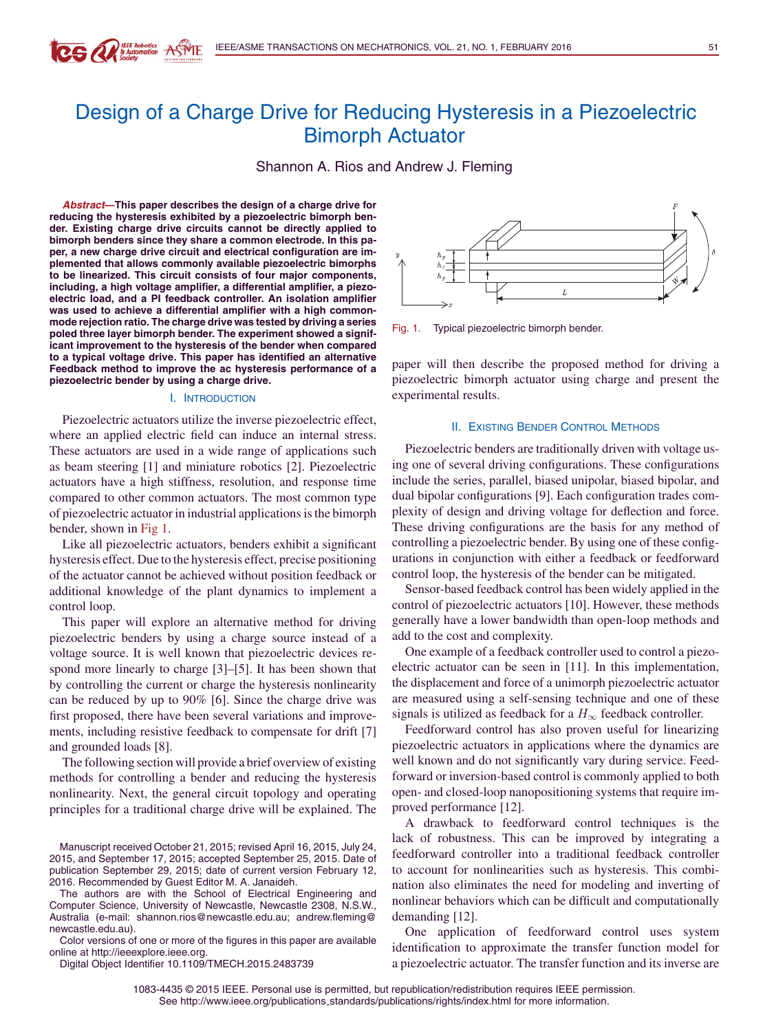# Design of a Charge Drive for Reducing Hysteresis in a Piezoelectric Bimorph Actuator

Shannon A. Rios and Andrew J. Fleming

***Abstract*—This paper describes the design of a charge drive for reducing the hysteresis exhibited by a piezoelectric bimorph bender. Existing charge drive circuits cannot be directly applied to bimorph benders since they share a common electrode. In this paper, a new charge drive circuit and electrical configuration are implemented that allows commonly available piezoelectric bimorphs to be linearized. This circuit consists of four major components, including, a high voltage amplifier, a differential amplifier, a piezoelectric load, and a PI feedback controller. An isolation amplifier was used to achieve a differential amplifier with a high common-mode rejection ratio. The charge drive was tested by driving a series poled three layer bimorph bender. The experiment showed a significant improvement to the hysteresis of the bender when compared to a typical voltage drive. This paper has identified an alternative Feedback method to improve the ac hysteresis performance of a piezoelectric bender by using a charge drive.**

## I. Introduction

Piezoelectric actuators utilize the inverse piezoelectric effect, where an applied electric field can induce an internal stress. These actuators are used in a wide range of applications such as beam steering [1] and miniature robotics [2]. Piezoelectric actuators have a high stiffness, resolution, and response time compared to other common actuators. The most common type of piezoelectric actuator in industrial applications is the bimorph bender, shown in Fig 1.

Like all piezoelectric actuators, benders exhibit a significant hysteresis effect. Due to the hysteresis effect, precise positioning of the actuator cannot be achieved without position feedback or additional knowledge of the plant dynamics to implement a control loop.

This paper will explore an alternative method for driving piezoelectric benders by using a charge source instead of a voltage source. It is well known that piezoelectric devices respond more linearly to charge [3]–[5]. It has been shown that by controlling the current or charge the hysteresis nonlinearity can be reduced by up to 90% [6]. Since the charge drive was first proposed, there have been several variations and improvements, including resistive feedback to compensate for drift [7] and grounded loads [8].

The following section will provide a brief overview of existing methods for controlling a bender and reducing the hysteresis nonlinearity. Next, the general circuit topology and operating principles for a traditional charge drive will be explained. The paper will then describe the proposed method for driving a piezoelectric bimorph actuator using charge and present the experimental results.

Fig. 1. Typical piezoelectric bimorph bender.

## II. Existing Bender Control Methods

Piezoelectric benders are traditionally driven with voltage using one of several driving configurations. These configurations include the series, parallel, biased unipolar, biased bipolar, and dual bipolar configurations [9]. Each configuration trades complexity of design and driving voltage for deflection and force. These driving configurations are the basis for any method of controlling a piezoelectric bender. By using one of these configurations in conjunction with either a feedback or feedforward control loop, the hysteresis of the bender can be mitigated.

Sensor-based feedback control has been widely applied in the control of piezoelectric actuators [10]. However, these methods generally have a lower bandwidth than open-loop methods and add to the cost and complexity.

One example of a feedback controller used to control a piezoelectric actuator can be seen in [11]. In this implementation, the displacement and force of a unimorph piezoelectric actuator are measured using a self-sensing technique and one of these signals is utilized as feedback for a $H_\infty$ feedback controller.

Feedforward control has also proven useful for linearizing piezoelectric actuators in applications where the dynamics are well known and do not significantly vary during service. Feedforward or inversion-based control is commonly applied to both open- and closed-loop nanopositioning systems that require improved performance [12].

A drawback to feedforward control techniques is the lack of robustness. This can be improved by integrating a feedforward controller into a traditional feedback controller to account for nonlinearities such as hysteresis. This combination also eliminates the need for modeling and inverting of nonlinear behaviors which can be difficult and computationally demanding [12].

One application of feedforward control uses system identification to approximate the transfer function model for a piezoelectric actuator. The transfer function and its inverse are

Manuscript received October 21, 2015; revised April 16, 2015, July 24, 2015, and September 17, 2015; accepted September 25, 2015. Date of publication September 29, 2015; date of current version February 12, 2016. Recommended by Guest Editor M. A. Janaideh.

The authors are with the School of Electrical Engineering and Computer Science, University of Newcastle, Newcastle 2308, N.S.W., Australia (e-mail: shannon.rios@newcastle.edu.au; andrew.fleming@newcastle.edu.au).

Color versions of one or more of the figures in this paper are available online at http://ieeexplore.ieee.org.

Digital Object Identifier 10.1109/TMECH.2015.2483739

1083-4435 © 2015 IEEE. Personal use is permitted, but republication/redistribution requires IEEE permission. See http://www.ieee.org/publications_standards/publications/rights/index.html for more information.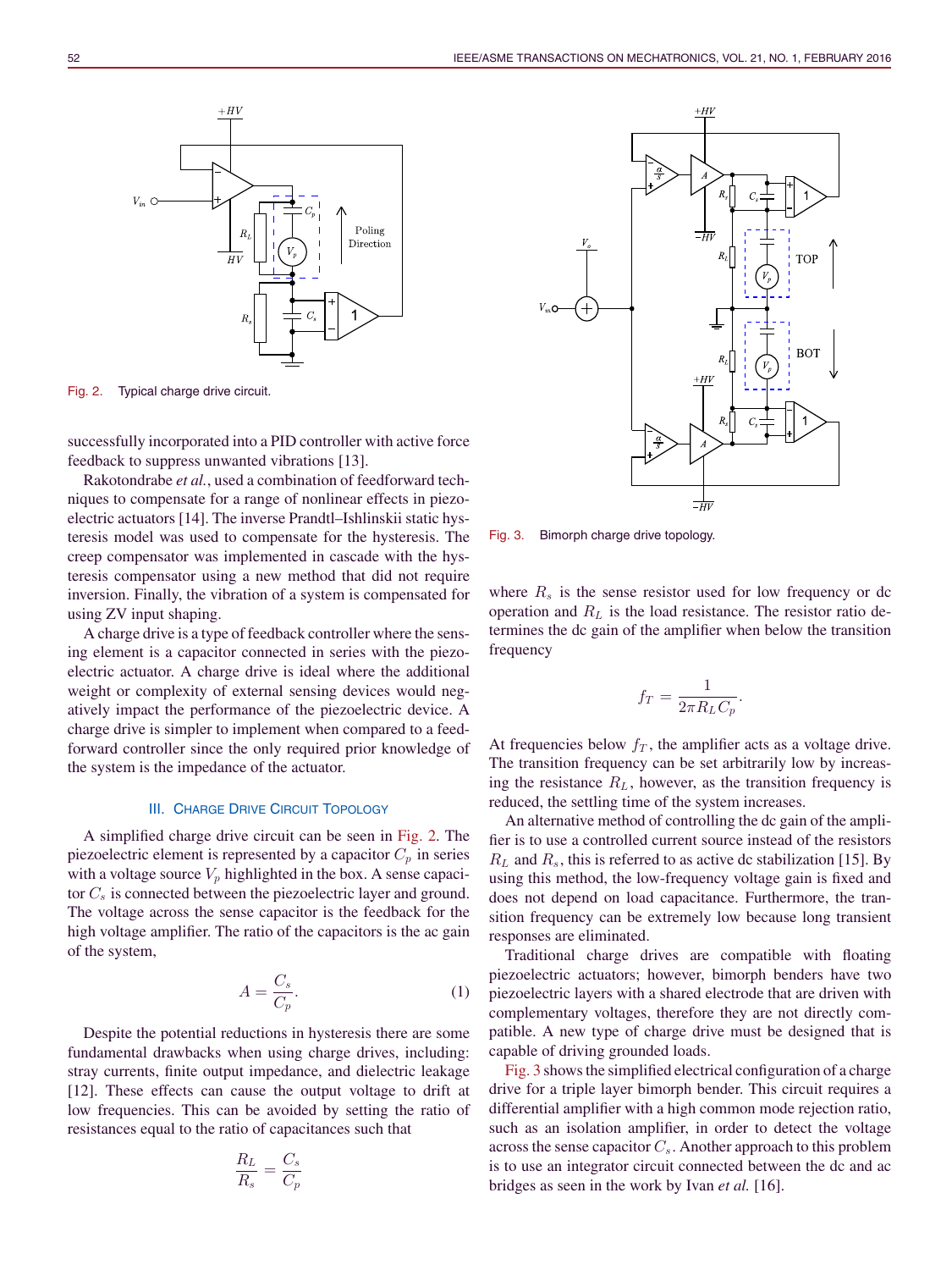Fig. 2. Typical charge drive circuit.

successfully incorporated into a PID controller with active force feedback to suppress unwanted vibrations [13].

Rakotondrabe *et al.*, used a combination of feedforward techniques to compensate for a range of nonlinear effects in piezoelectric actuators [14]. The inverse Prandtl–Ishlinskii static hysteresis model was used to compensate for the hysteresis. The creep compensator was implemented in cascade with the hysteresis compensator using a new method that did not require inversion. Finally, the vibration of a system is compensated for using ZV input shaping.

A charge drive is a type of feedback controller where the sensing element is a capacitor connected in series with the piezoelectric actuator. A charge drive is ideal where the additional weight or complexity of external sensing devices would negatively impact the performance of the piezoelectric device. A charge drive is simpler to implement when compared to a feedforward controller since the only required prior knowledge of the system is the impedance of the actuator.

## III. Charge Drive Circuit Topology

A simplified charge drive circuit can be seen in Fig. 2. The piezoelectric element is represented by a capacitor $C_p$ in series with a voltage source $V_p$ highlighted in the box. A sense capacitor $C_s$ is connected between the piezoelectric layer and ground. The voltage across the sense capacitor is the feedback for the high voltage amplifier. The ratio of the capacitors is the ac gain of the system,

$$A = \frac{C_s}{C_p}. \tag{1}$$

Despite the potential reductions in hysteresis there are some fundamental drawbacks when using charge drives, including: stray currents, finite output impedance, and dielectric leakage [12]. These effects can cause the output voltage to drift at low frequencies. This can be avoided by setting the ratio of resistances equal to the ratio of capacitances such that

$$\frac{R_L}{R_s} = \frac{C_s}{C_p}$$

Fig. 3. Bimorph charge drive topology.

where $R_s$ is the sense resistor used for low frequency or dc operation and $R_L$ is the load resistance. The resistor ratio determines the dc gain of the amplifier when below the transition frequency

$$f_T = \frac{1}{2\pi R_L C_p}.$$

At frequencies below $f_T$, the amplifier acts as a voltage drive. The transition frequency can be set arbitrarily low by increasing the resistance $R_L$, however, as the transition frequency is reduced, the settling time of the system increases.

An alternative method of controlling the dc gain of the amplifier is to use a controlled current source instead of the resistors $R_L$ and $R_s$, this is referred to as active dc stabilization [15]. By using this method, the low-frequency voltage gain is fixed and does not depend on load capacitance. Furthermore, the transition frequency can be extremely low because long transient responses are eliminated.

Traditional charge drives are compatible with floating piezoelectric actuators; however, bimorph benders have two piezoelectric layers with a shared electrode that are driven with complementary voltages, therefore they are not directly compatible. A new type of charge drive must be designed that is capable of driving grounded loads.

Fig. 3 shows the simplified electrical configuration of a charge drive for a triple layer bimorph bender. This circuit requires a differential amplifier with a high common mode rejection ratio, such as an isolation amplifier, in order to detect the voltage across the sense capacitor $C_s$. Another approach to this problem is to use an integrator circuit connected between the dc and ac bridges as seen in the work by Ivan *et al.* [16].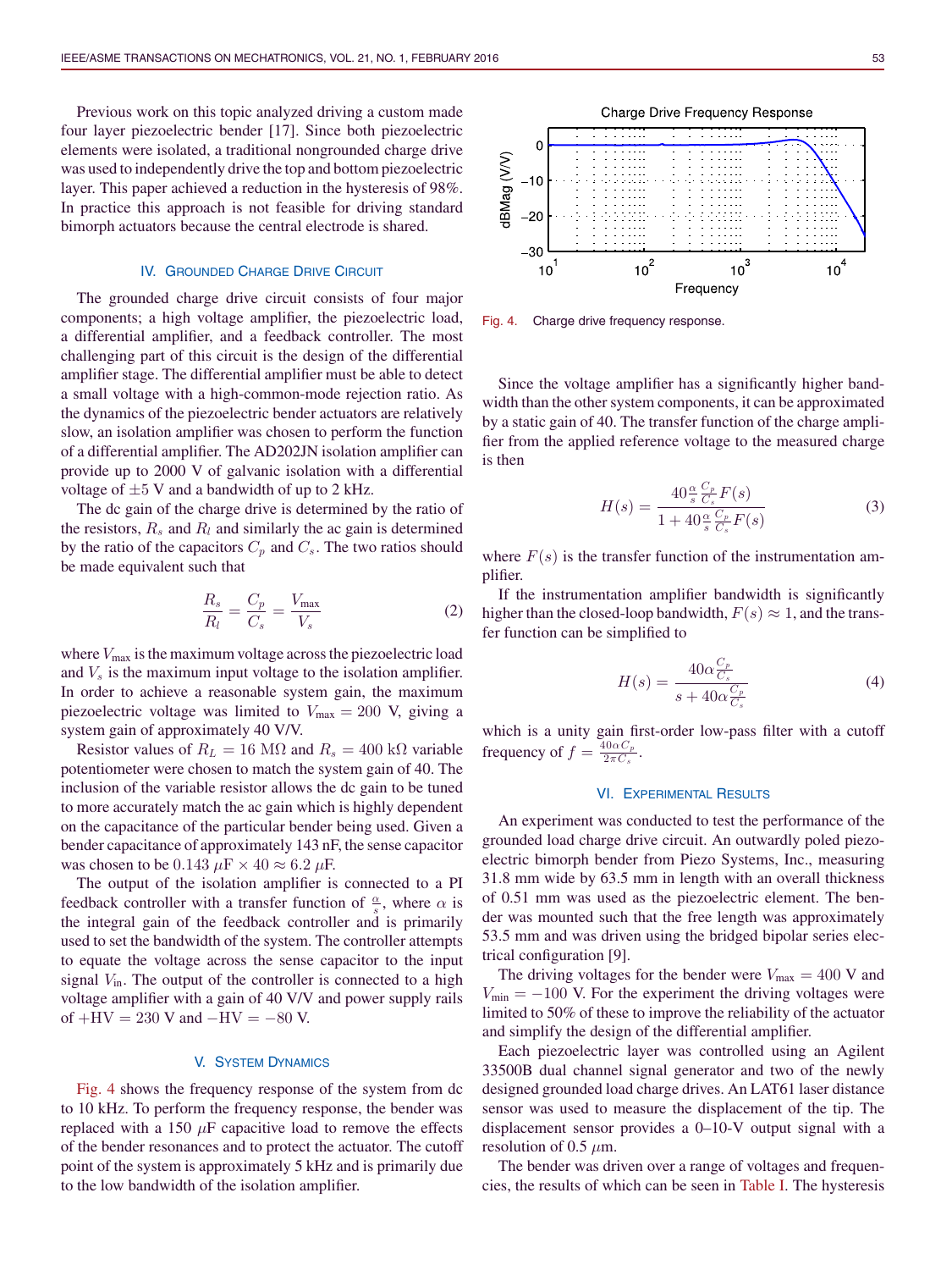Previous work on this topic analyzed driving a custom made four layer piezoelectric bender [17]. Since both piezoelectric elements were isolated, a traditional nongrounded charge drive was used to independently drive the top and bottom piezoelectric layer. This paper achieved a reduction in the hysteresis of 98%. In practice this approach is not feasible for driving standard bimorph actuators because the central electrode is shared.

## IV. Grounded Charge Drive Circuit

The grounded charge drive circuit consists of four major components; a high voltage amplifier, the piezoelectric load, a differential amplifier, and a feedback controller. The most challenging part of this circuit is the design of the differential amplifier stage. The differential amplifier must be able to detect a small voltage with a high-common-mode rejection ratio. As the dynamics of the piezoelectric bender actuators are relatively slow, an isolation amplifier was chosen to perform the function of a differential amplifier. The AD202JN isolation amplifier can provide up to 2000 V of galvanic isolation with a differential voltage of ±5 V and a bandwidth of up to 2 kHz.

The dc gain of the charge drive is determined by the ratio of the resistors, $R_s$ and $R_l$ and similarly the ac gain is determined by the ratio of the capacitors $C_p$ and $C_s$. The two ratios should be made equivalent such that

$$\frac{R_s}{R_l} = \frac{C_p}{C_s} = \frac{V_{\max}}{V_s} \tag{2}$$

where $V_{\max}$ is the maximum voltage across the piezoelectric load and $V_s$ is the maximum input voltage to the isolation amplifier. In order to achieve a reasonable system gain, the maximum piezoelectric voltage was limited to $V_{\max} = 200$ V, giving a system gain of approximately 40 V/V.

Resistor values of $R_L = 16$ MΩ and $R_s = 400$ kΩ variable potentiometer were chosen to match the system gain of 40. The inclusion of the variable resistor allows the dc gain to be tuned to more accurately match the ac gain which is highly dependent on the capacitance of the particular bender being used. Given a bender capacitance of approximately 143 nF, the sense capacitor was chosen to be $0.143\ \mu\text{F} \times 40 \approx 6.2\ \mu\text{F}$.

The output of the isolation amplifier is connected to a PI feedback controller with a transfer function of $\frac{\alpha}{s}$, where $\alpha$ is the integral gain of the feedback controller and is primarily used to set the bandwidth of the system. The controller attempts to equate the voltage across the sense capacitor to the input signal $V_{\text{in}}$. The output of the controller is connected to a high voltage amplifier with a gain of 40 V/V and power supply rails of $+\text{HV} = 230$ V and $-\text{HV} = -80$ V.

## V. System Dynamics

Fig. 4 shows the frequency response of the system from dc to 10 kHz. To perform the frequency response, the bender was replaced with a 150 $\mu$F capacitive load to remove the effects of the bender resonances and to protect the actuator. The cutoff point of the system is approximately 5 kHz and is primarily due to the low bandwidth of the isolation amplifier.

Fig. 4. Charge drive frequency response.

Since the voltage amplifier has a significantly higher bandwidth than the other system components, it can be approximated by a static gain of 40. The transfer function of the charge amplifier from the applied reference voltage to the measured charge is then

$$H(s) = \frac{40\frac{\alpha}{s}\frac{C_p}{C_s}F(s)}{1 + 40\frac{\alpha}{s}\frac{C_p}{C_s}F(s)} \tag{3}$$

where $F(s)$ is the transfer function of the instrumentation amplifier.

If the instrumentation amplifier bandwidth is significantly higher than the closed-loop bandwidth, $F(s) \approx 1$, and the transfer function can be simplified to

$$H(s) = \frac{40\alpha\frac{C_p}{C_s}}{s + 40\alpha\frac{C_p}{C_s}} \tag{4}$$

which is a unity gain first-order low-pass filter with a cutoff frequency of $f = \frac{40\alpha C_p}{2\pi C_s}$.

## VI. Experimental Results

An experiment was conducted to test the performance of the grounded load charge drive circuit. An outwardly poled piezoelectric bimorph bender from Piezo Systems, Inc., measuring 31.8 mm wide by 63.5 mm in length with an overall thickness of 0.51 mm was used as the piezoelectric element. The bender was mounted such that the free length was approximately 53.5 mm and was driven using the bridged bipolar series electrical configuration [9].

The driving voltages for the bender were $V_{\max} = 400$ V and $V_{\min} = -100$ V. For the experiment the driving voltages were limited to 50% of these to improve the reliability of the actuator and simplify the design of the differential amplifier.

Each piezoelectric layer was controlled using an Agilent 33500B dual channel signal generator and two of the newly designed grounded load charge drives. An LAT61 laser distance sensor was used to measure the displacement of the tip. The displacement sensor provides a 0–10-V output signal with a resolution of 0.5 $\mu$m.

The bender was driven over a range of voltages and frequencies, the results of which can be seen in Table I. The hysteresis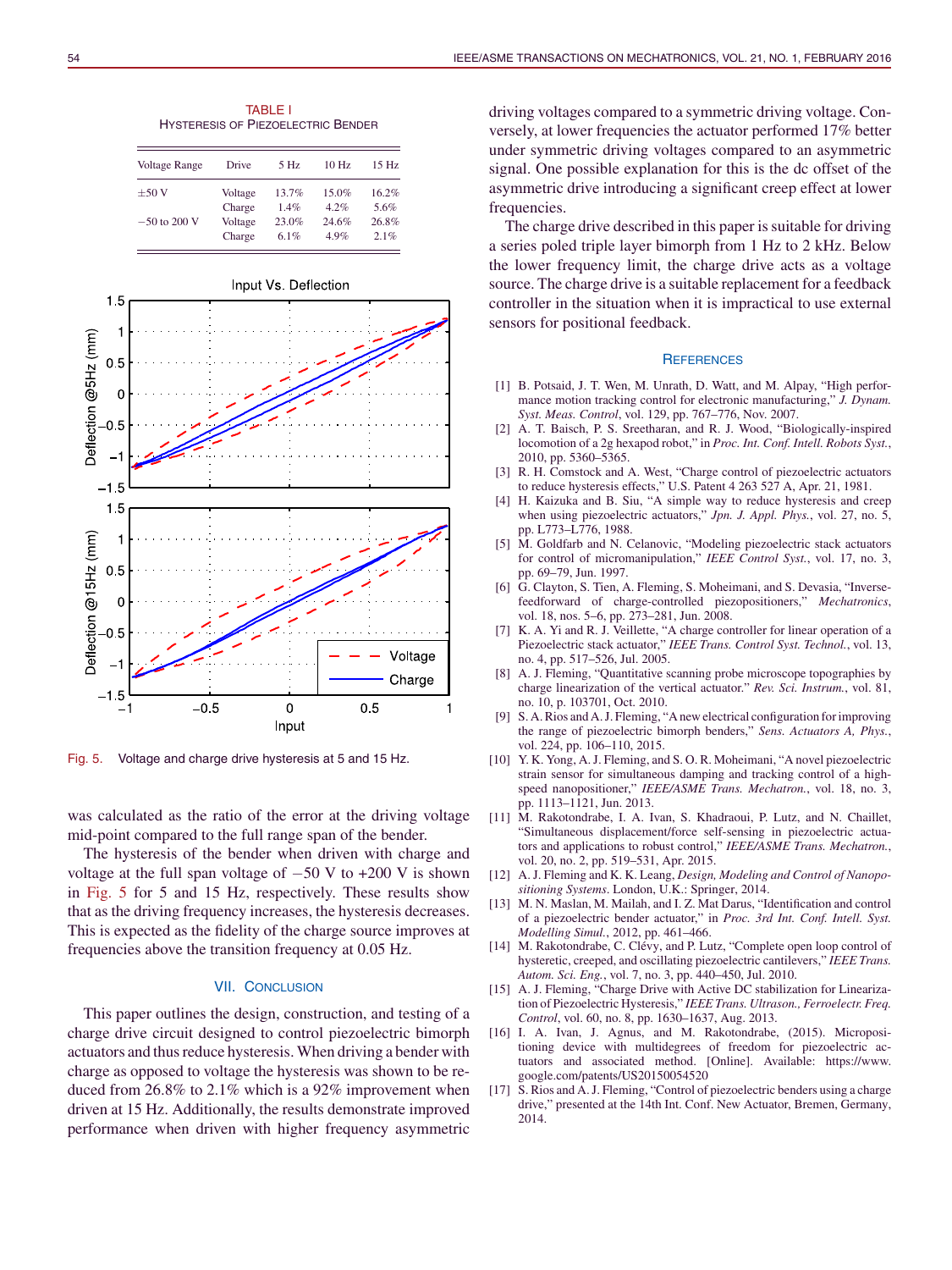TABLE I
HYSTERESIS OF PIEZOELECTRIC BENDER

| Voltage Range | Drive | 5 Hz | 10 Hz | 15 Hz |
|---|---|---|---|---|
| $\pm 50$ V | Voltage | 13.7% | 15.0% | 16.2% |
| | Charge | 1.4% | 4.2% | 5.6% |
| $-50$ to 200 V | Voltage | 23.0% | 24.6% | 26.8% |
| | Charge | 6.1% | 4.9% | 2.1% |

Input Vs. Deflection

Deflection @5Hz (mm)

Deflection @15Hz (mm)

Input

Voltage

Charge

1.5
1
0.5
0
−0.5
−1
−1.5

−1
−0.5
0
0.5
1

Fig. 5. Voltage and charge drive hysteresis at 5 and 15 Hz.

was calculated as the ratio of the error at the driving voltage mid-point compared to the full range span of the bender.

The hysteresis of the bender when driven with charge and voltage at the full span voltage of $-50$ V to $+200$ V is shown in Fig. 5 for 5 and 15 Hz, respectively. These results show that as the driving frequency increases, the hysteresis decreases. This is expected as the fidelity of the charge source improves at frequencies above the transition frequency at 0.05 Hz.

## VII. Conclusion

This paper outlines the design, construction, and testing of a charge drive circuit designed to control piezoelectric bimorph actuators and thus reduce hysteresis. When driving a bender with charge as opposed to voltage the hysteresis was shown to be reduced from 26.8% to 2.1% which is a 92% improvement when driven at 15 Hz. Additionally, the results demonstrate improved performance when driven with higher frequency asymmetric driving voltages compared to a symmetric driving voltage. Conversely, at lower frequencies the actuator performed 17% better under symmetric driving voltages compared to an asymmetric signal. One possible explanation for this is the dc offset of the asymmetric drive introducing a significant creep effect at lower frequencies.

The charge drive described in this paper is suitable for driving a series poled triple layer bimorph from 1 Hz to 2 kHz. Below the lower frequency limit, the charge drive acts as a voltage source. The charge drive is a suitable replacement for a feedback controller in the situation when it is impractical to use external sensors for positional feedback.

## References

[1] B. Potsaid, J. T. Wen, M. Unrath, D. Watt, and M. Alpay, "High performance motion tracking control for electronic manufacturing," *J. Dynam. Syst. Meas. Control*, vol. 129, pp. 767–776, Nov. 2007.

[2] A. T. Baisch, P. S. Sreetharan, and R. J. Wood, "Biologically-inspired locomotion of a 2g hexapod robot," in *Proc. Int. Conf. Intell. Robots Syst.*, 2010, pp. 5360–5365.

[3] R. H. Comstock and A. West, "Charge control of piezoelectric actuators to reduce hysteresis effects," U.S. Patent 4 263 527 A, Apr. 21, 1981.

[4] H. Kaizuka and B. Siu, "A simple way to reduce hysteresis and creep when using piezoelectric actuators," *Jpn. J. Appl. Phys.*, vol. 27, no. 5, pp. L773–L776, 1988.

[5] M. Goldfarb and N. Celanovic, "Modeling piezoelectric stack actuators for control of micromanipulation," *IEEE Control Syst.*, vol. 17, no. 3, pp. 69–79, Jun. 1997.

[6] G. Clayton, S. Tien, A. Fleming, S. Moheimani, and S. Devasia, "Inverse-feedforward of charge-controlled piezopositioners," *Mechatronics*, vol. 18, nos. 5–6, pp. 273–281, Jun. 2008.

[7] K. A. Yi and R. J. Veillette, "A charge controller for linear operation of a Piezoelectric stack actuator," *IEEE Trans. Control Syst. Technol.*, vol. 13, no. 4, pp. 517–526, Jul. 2005.

[8] A. J. Fleming, "Quantitative scanning probe microscope topographies by charge linearization of the vertical actuator," *Rev. Sci. Instrum.*, vol. 81, no. 10, p. 103701, Oct. 2010.

[9] S. A. Rios and A. J. Fleming, "A new electrical configuration for improving the range of piezoelectric bimorph benders," *Sens. Actuators A, Phys.*, vol. 224, pp. 106–110, 2015.

[10] Y. K. Yong, A. J. Fleming, and S. O. R. Moheimani, "A novel piezoelectric strain sensor for simultaneous damping and tracking control of a high-speed nanopositioner," *IEEE/ASME Trans. Mechatron.*, vol. 18, no. 3, pp. 1113–1121, Jun. 2013.

[11] M. Rakotondrabe, I. A. Ivan, S. Khadraoui, P. Lutz, and N. Chaillet, "Simultaneous displacement/force self-sensing in piezoelectric actuators and applications to robust control," *IEEE/ASME Trans. Mechatron.*, vol. 20, no. 2, pp. 519–531, Apr. 2015.

[12] A. J. Fleming and K. K. Leang, *Design, Modeling and Control of Nanopositioning Systems*. London, U.K.: Springer, 2014.

[13] M. N. Maslan, M. Mailah, and I. Z. Mat Darus, "Identification and control of a piezoelectric bender actuator," in *Proc. 3rd Int. Conf. Intell. Syst. Modelling Simul.*, 2012, pp. 461–466.

[14] M. Rakotondrabe, C. Clévy, and P. Lutz, "Complete open loop control of hysteretic, creeped, and oscillating piezoelectric cantilevers," *IEEE Trans. Autom. Sci. Eng.*, vol. 7, no. 3, pp. 440–450, Jul. 2010.

[15] A. J. Fleming, "Charge Drive with Active DC stabilization for Linearization of Piezoelectric Hysteresis," *IEEE Trans. Ultrason., Ferroelectr. Freq. Control*, vol. 60, no. 8, pp. 1630–1637, Aug. 2013.

[16] I. A. Ivan, J. Agnus, and M. Rakotondrabe, (2015). Micropositioning device with multidegrees of freedom for piezoelectric actuators and associated method. [Online]. Available: https://www.google.com/patents/US20150054520

[17] S. Rios and A. J. Fleming, "Control of piezoelectric benders using a charge drive," presented at the 14th Int. Conf. New Actuator, Bremen, Germany, 2014.